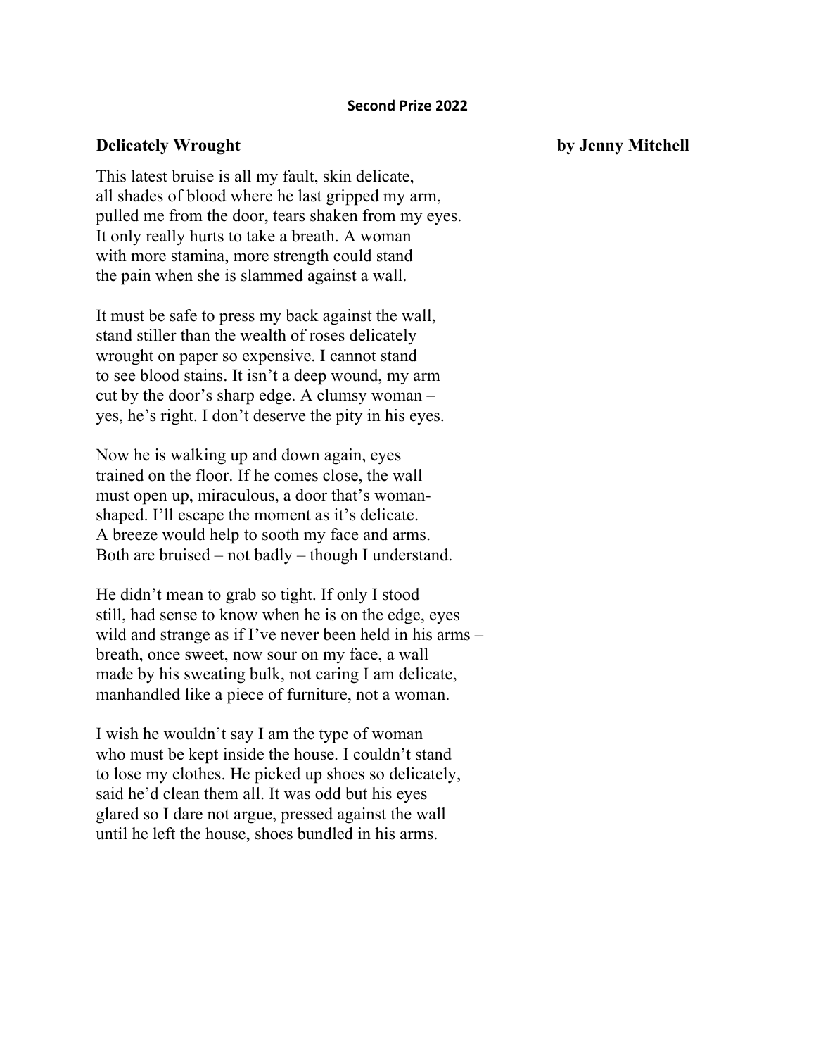**Second Prize 2022**

**Delicately Wrought** **by Jenny Mitchell**

This latest bruise is all my fault, skin delicate,  
all shades of blood where he last gripped my arm,  
pulled me from the door, tears shaken from my eyes.  
It only really hurts to take a breath. A woman  
with more stamina, more strength could stand  
the pain when she is slammed against a wall.

It must be safe to press my back against the wall,  
stand stiller than the wealth of roses delicately  
wrought on paper so expensive. I cannot stand  
to see blood stains. It isn't a deep wound, my arm  
cut by the door's sharp edge. A clumsy woman –  
yes, he's right. I don't deserve the pity in his eyes.

Now he is walking up and down again, eyes  
trained on the floor. If he comes close, the wall  
must open up, miraculous, a door that's woman-  
shaped. I'll escape the moment as it's delicate.  
A breeze would help to sooth my face and arms.  
Both are bruised – not badly – though I understand.

He didn't mean to grab so tight. If only I stood  
still, had sense to know when he is on the edge, eyes  
wild and strange as if I've never been held in his arms –  
breath, once sweet, now sour on my face, a wall  
made by his sweating bulk, not caring I am delicate,  
manhandled like a piece of furniture, not a woman.

I wish he wouldn't say I am the type of woman  
who must be kept inside the house. I couldn't stand  
to lose my clothes. He picked up shoes so delicately,  
said he'd clean them all. It was odd but his eyes  
glared so I dare not argue, pressed against the wall  
until he left the house, shoes bundled in his arms.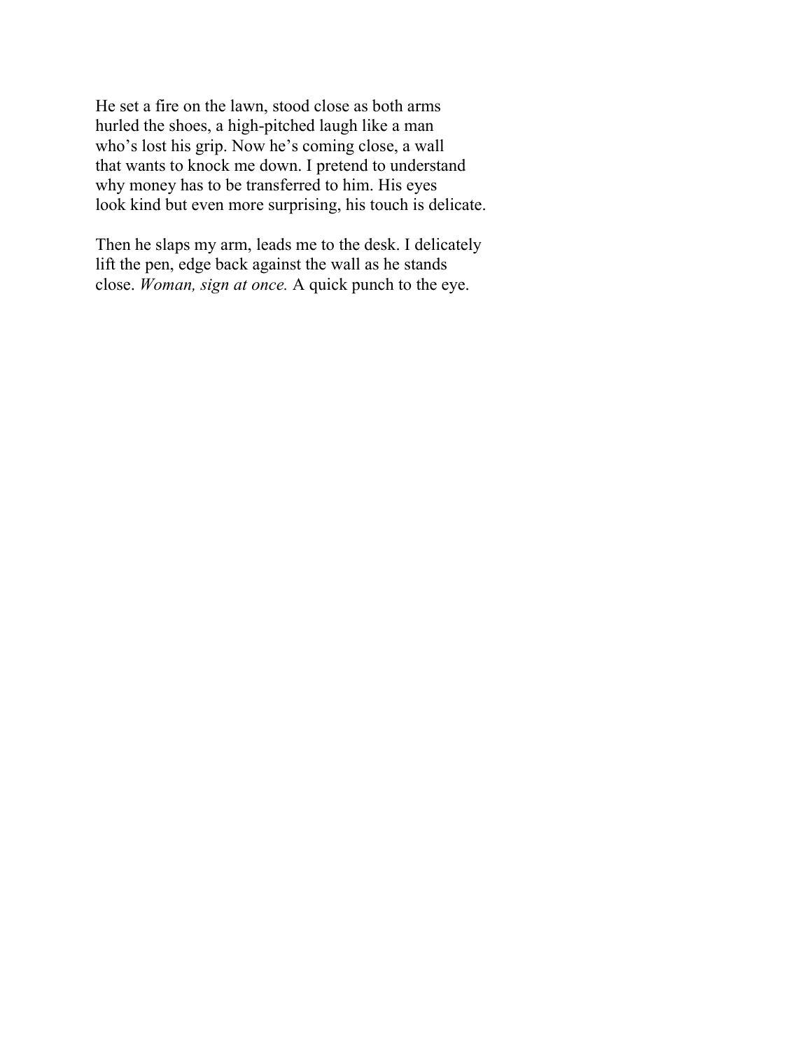He set a fire on the lawn, stood close as both arms
hurled the shoes, a high-pitched laugh like a man
who's lost his grip. Now he's coming close, a wall
that wants to knock me down. I pretend to understand
why money has to be transferred to him. His eyes
look kind but even more surprising, his touch is delicate.

Then he slaps my arm, leads me to the desk. I delicately
lift the pen, edge back against the wall as he stands
close. *Woman, sign at once.* A quick punch to the eye.